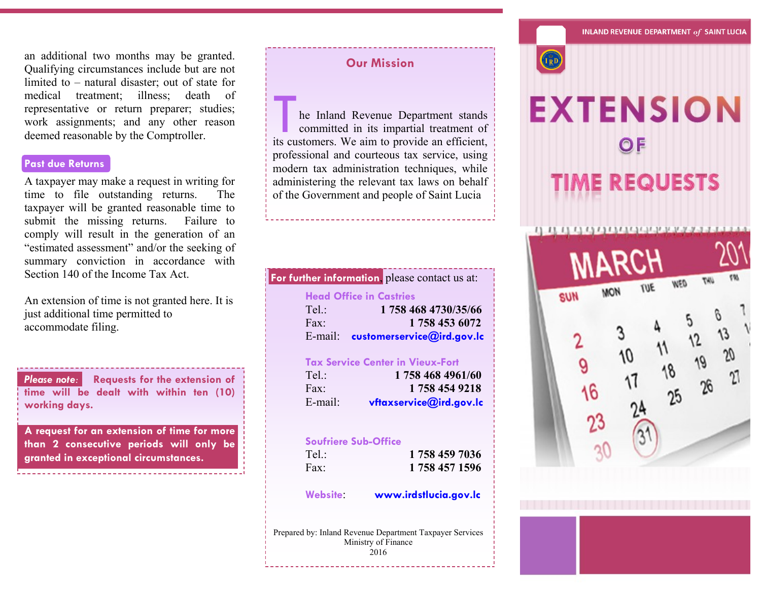an additional two months may be granted. Qualifying circumstances include but are not limited to – natural disaster; out of state for medical treatment; illness; death of representative or return preparer; studies; work assignments; and any other reason deemed reasonable by the Comptroller.

### Past due Returns

A taxpayer may make a request in writing for time to file outstanding returns. The taxpayer will be granted reasonable time to submit the missing returns. Failure to comply will result in the generation of an "estimated assessment" and/or the seeking of summary conviction in accordance with Section 140 of the Income Tax Act.

An extension of time is not granted here. It is just additional time permitted to accommodate filing.

***Please note*: Requests for the extension of time will be dealt with within ten (10) working days.**

**A request for an extension of time for more than 2 consecutive periods will only be granted in exceptional circumstances.**

## Our Mission

The Inland Revenue Department stands committed in its impartial treatment of its customers. We aim to provide an efficient, professional and courteous tax service, using modern tax administration techniques, while administering the relevant tax laws on behalf of the Government and people of Saint Lucia

**For further information**, please contact us at:

**Head Office in Castries**
Tel.: 1 758 468 4730/35/66
Fax: 1 758 453 6072
E-mail: customerservice@ird.gov.lc

**Tax Service Center in Vieux-Fort**
Tel.: 1 758 468 4961/60
Fax: 1 758 454 9218
E-mail: vftaxservice@ird.gov.lc

**Soufriere Sub-Office**
Tel.: 1 758 459 7036
Fax: 1 758 457 1596

**Website**: www.irdstlucia.gov.lc

Prepared by: Inland Revenue Department Taxpayer Services
Ministry of Finance
2016

INLAND REVENUE DEPARTMENT *of* SAINT LUCIA

# EXTENSION OF TIME REQUESTS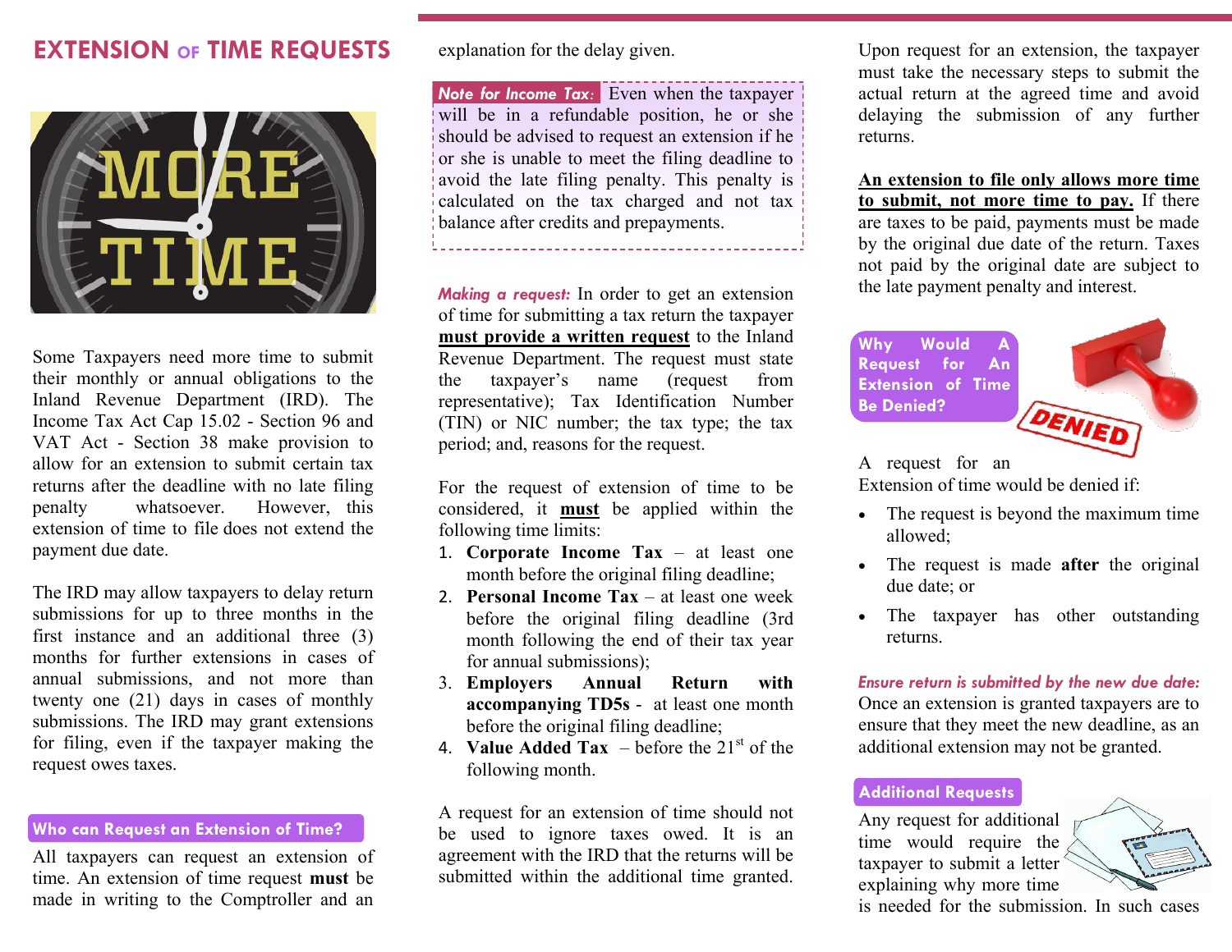# EXTENSION OF TIME REQUESTS

Some Taxpayers need more time to submit their monthly or annual obligations to the Inland Revenue Department (IRD). The Income Tax Act Cap 15.02 - Section 96 and VAT Act - Section 38 make provision to allow for an extension to submit certain tax returns after the deadline with no late filing penalty whatsoever. However, this extension of time to file does not extend the payment due date.

The IRD may allow taxpayers to delay return submissions for up to three months in the first instance and an additional three (3) months for further extensions in cases of annual submissions, and not more than twenty one (21) days in cases of monthly submissions. The IRD may grant extensions for filing, even if the taxpayer making the request owes taxes.

## Who can Request an Extension of Time?

All taxpayers can request an extension of time. An extension of time request **must** be made in writing to the Comptroller and an explanation for the delay given.

***Note for Income Tax:*** Even when the taxpayer will be in a refundable position, he or she should be advised to request an extension if he or she is unable to meet the filing deadline to avoid the late filing penalty. This penalty is calculated on the tax charged and not tax balance after credits and prepayments.

***Making a request:*** In order to get an extension of time for submitting a tax return the taxpayer **must provide a written request** to the Inland Revenue Department. The request must state the taxpayer's name (request from representative); Tax Identification Number (TIN) or NIC number; the tax type; the tax period; and, reasons for the request.

For the request of extension of time to be considered, it **must** be applied within the following time limits:

1. **Corporate Income Tax** – at least one month before the original filing deadline;
2. **Personal Income Tax** – at least one week before the original filing deadline (3rd month following the end of their tax year for annual submissions);
3. **Employers Annual Return with accompanying TD5s** - at least one month before the original filing deadline;
4. **Value Added Tax** – before the 21st of the following month.

A request for an extension of time should not be used to ignore taxes owed. It is an agreement with the IRD that the returns will be submitted within the additional time granted.

Upon request for an extension, the taxpayer must take the necessary steps to submit the actual return at the agreed time and avoid delaying the submission of any further returns.

**An extension to file only allows more time to submit, not more time to pay.** If there are taxes to be paid, payments must be made by the original due date of the return. Taxes not paid by the original date are subject to the late payment penalty and interest.

## Why Would A Request for An Extension of Time Be Denied?

A request for an Extension of time would be denied if:

- The request is beyond the maximum time allowed;
- The request is made **after** the original due date; or
- The taxpayer has other outstanding returns.

***Ensure return is submitted by the new due date:*** Once an extension is granted taxpayers are to ensure that they meet the new deadline, as an additional extension may not be granted.

## Additional Requests

Any request for additional time would require the taxpayer to submit a letter explaining why more time is needed for the submission. In such cases